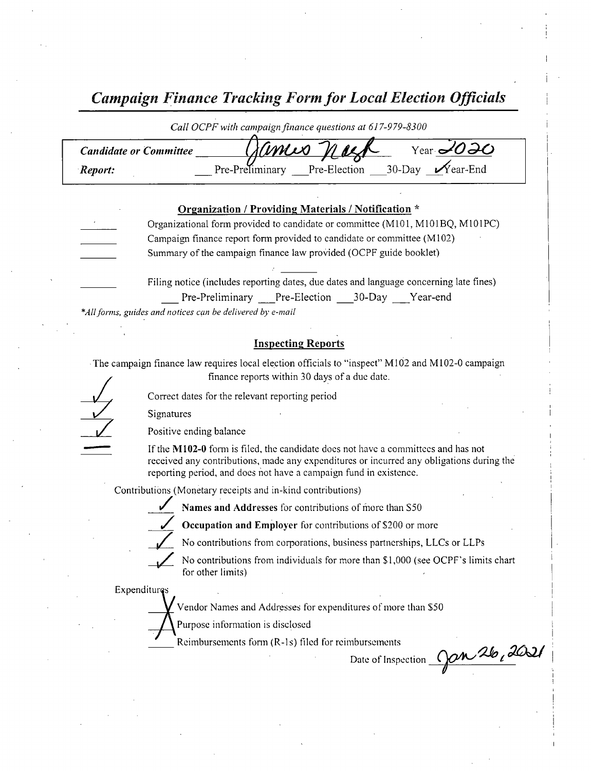# *Campaign Finance Tracking Form for Local Election Officials*

*Call OCPF with campaign finance questions at 617-979-8300*

**Candidate or Committee** James Nash Year 2020

**Report:** ___ Pre-Preliminary ___ Pre-Election ___ 30-Day ✓ Year-End

## Organization / Providing Materials / Notification *

___ Organizational form provided to candidate or committee (M101, M101BQ, M101PC)

___ Campaign finance report form provided to candidate or committee (M102)

___ Summary of the campaign finance law provided (OCPF guide booklet)

___ Filing notice (includes reporting dates, due dates and language concerning late fines)
___ Pre-Preliminary ___ Pre-Election ___ 30-Day ___ Year-end

*\*All forms, guides and notices can be delivered by e-mail*

## Inspecting Reports

The campaign finance law requires local election officials to "inspect" M102 and M102-0 campaign finance reports within 30 days of a due date.

✓ Correct dates for the relevant reporting period

✓ Signatures

✓ Positive ending balance

— If the **M102-0** form is filed, the candidate does not have a committees and has not received any contributions, made any expenditures or incurred any obligations during the reporting period, and does not have a campaign fund in existence.

Contributions (Monetary receipts and in-kind contributions)

✓ **Names and Addresses** for contributions of more than $50

✓ **Occupation and Employer** for contributions of $200 or more

✓ No contributions from corporations, business partnerships, LLCs or LLPs

✓ No contributions from individuals for more than $1,000 (see OCPF's limits chart for other limits)

Expenditures

X Vendor Names and Addresses for expenditures of more than $50

X Purpose information is disclosed

___ Reimbursements form (R-1s) filed for reimbursements

Date of Inspection Jan 26, 2021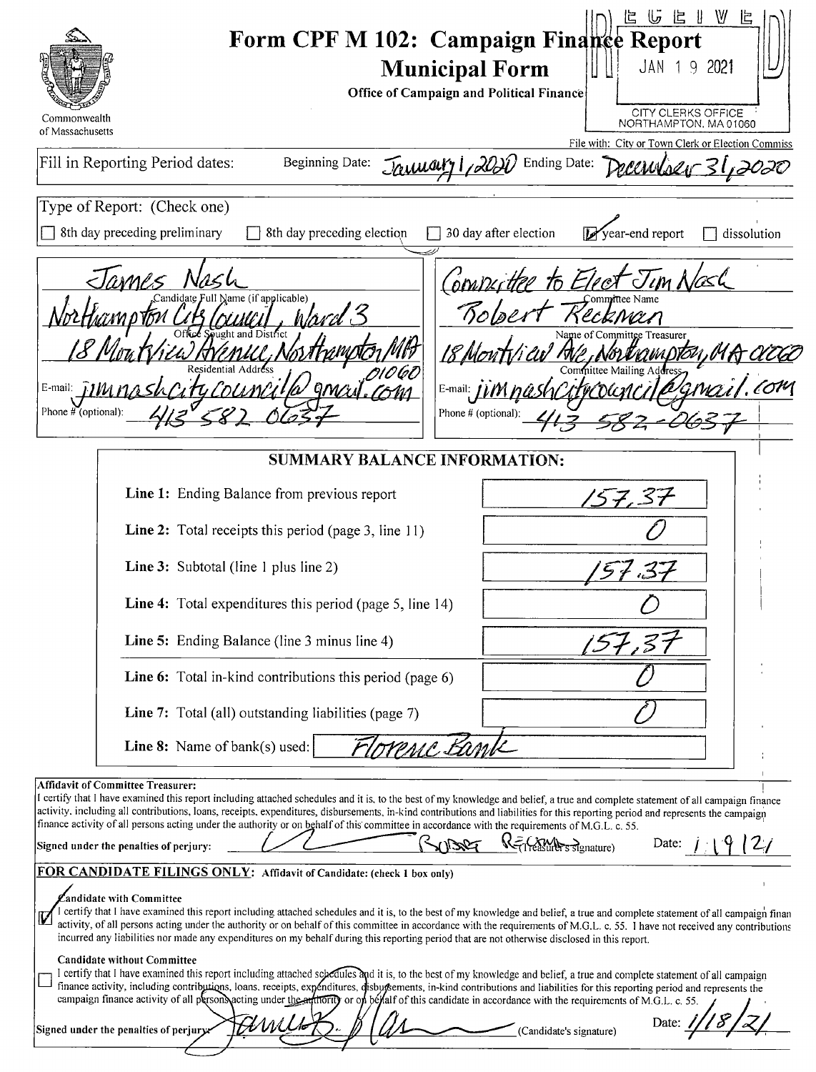# Form CPF M 102: Campaign Finance Report

## Municipal Form

**Office of Campaign and Political Finance**

Commonwealth of Massachusetts

RECEIVED
JAN 19 2021
CITY CLERKS OFFICE
NORTHAMPTON, MA 01060

File with: City or Town Clerk or Election Commiss

Fill in Reporting Period dates: Beginning Date: January 1, 2020 Ending Date: December 31, 2020

Type of Report: (Check one)

- [ ] 8th day preceding preliminary
- [ ] 8th day preceding election
- [ ] 30 day after election
- [x] year-end report
- [ ] dissolution

| | |
|---|---|
| James Nash | Committee to Elect Jim Nash |
| Candidate Full Name (if applicable) | Committee Name |
| Northampton City Council, Ward 3 | Robert Reckman |
| Office Sought and District | Name of Committee Treasurer |
| 18 Montview Avenue, Northampton MA 01060 | 18 Montview Ave, Northampton, MA 01060 |
| Residential Address | Committee Mailing Address |
| E-mail: jimnashcitycouncil@gmail.com | E-mail: jimnashcitycouncil@gmail.com |
| Phone # (optional): 413 582 0637 | Phone # (optional): 413-582-0637 |

### SUMMARY BALANCE INFORMATION:

| | |
|---|---|
| **Line 1:** Ending Balance from previous report | 157.37 |
| **Line 2:** Total receipts this period (page 3, line 11) | 0 |
| **Line 3:** Subtotal (line 1 plus line 2) | 157.37 |
| **Line 4:** Total expenditures this period (page 5, line 14) | 0 |
| **Line 5:** Ending Balance (line 3 minus line 4) | 157.37 |
| **Line 6:** Total in-kind contributions this period (page 6) | 0 |
| **Line 7:** Total (all) outstanding liabilities (page 7) | 0 |
| **Line 8:** Name of bank(s) used: | Florence Bank |

**Affidavit of Committee Treasurer:**

I certify that I have examined this report including attached schedules and it is, to the best of my knowledge and belief, a true and complete statement of all campaign finance activity, including all contributions, loans, receipts, expenditures, disbursements, in-kind contributions and liabilities for this reporting period and represents the campaign finance activity of all persons acting under the authority or on behalf of this committee in accordance with the requirements of M.G.L. c. 55.

**Signed under the penalties of perjury:** Robert Reckman (Treasurer's signature) Date: 1/19/21

**FOR CANDIDATE FILINGS ONLY:** Affidavit of Candidate: (check 1 box only)

- [x] **Candidate with Committee**
I certify that I have examined this report including attached schedules and it is, to the best of my knowledge and belief, a true and complete statement of all campaign finan activity, of all persons acting under the authority or on behalf of this committee in accordance with the requirements of M.G.L. c. 55. I have not received any contributions incurred any liabilities nor made any expenditures on my behalf during this reporting period that are not otherwise disclosed in this report.

- [ ] **Candidate without Committee**
I certify that I have examined this report including attached schedules and it is, to the best of my knowledge and belief, a true and complete statement of all campaign finance activity, including contributions, loans, receipts, expenditures, disbursements, in-kind contributions and liabilities for this reporting period and represents the campaign finance activity of all persons acting under the authority or on behalf of this candidate in accordance with the requirements of M.G.L. c. 55.

**Signed under the penalties of perjury:** James B. Nash (Candidate's signature) Date: 1/18/21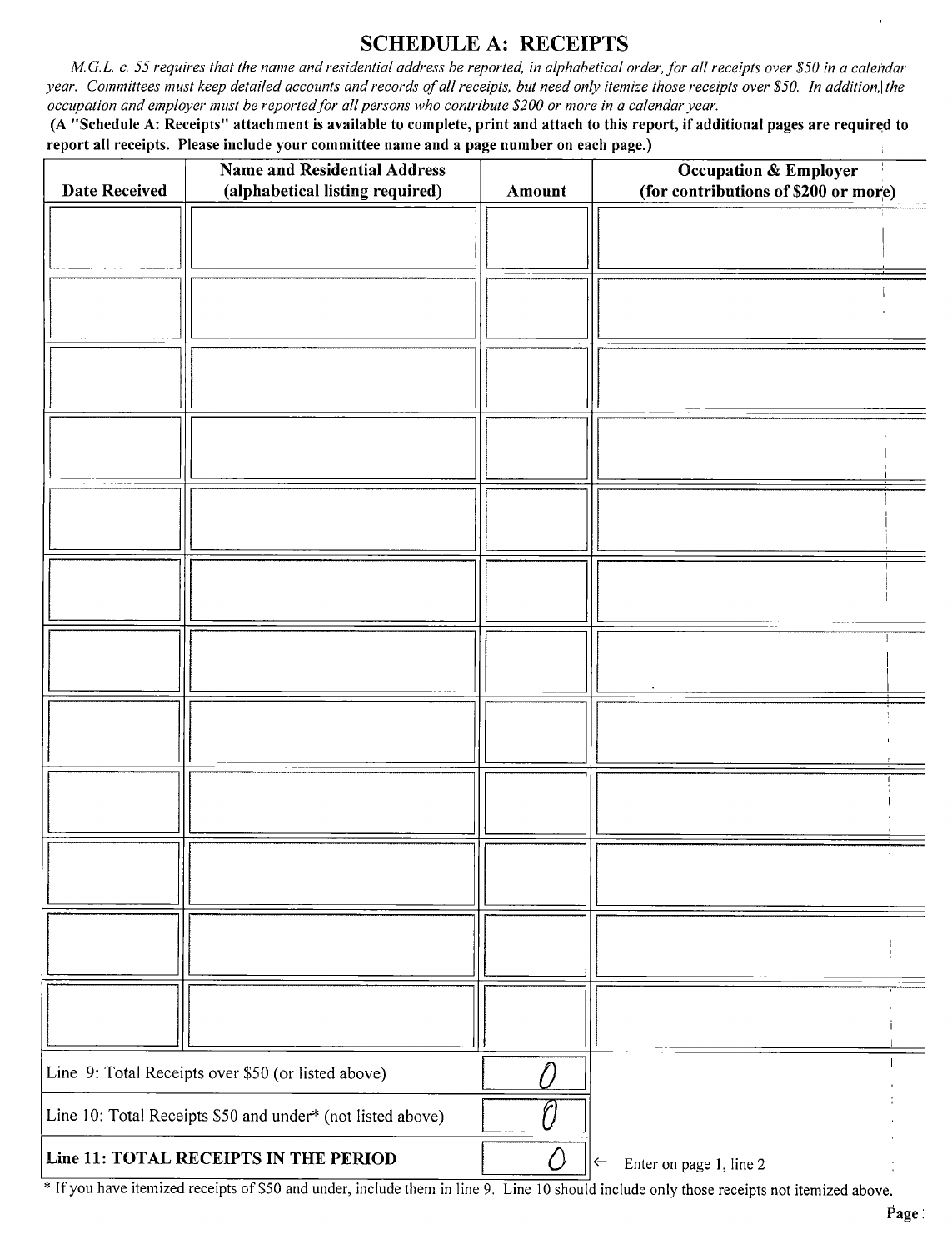## SCHEDULE A: RECEIPTS

*M.G.L. c. 55 requires that the name and residential address be reported, in alphabetical order, for all receipts over $50 in a calendar year. Committees must keep detailed accounts and records of all receipts, but need only itemize those receipts over $50. In addition, the occupation and employer must be reported for all persons who contribute $200 or more in a calendar year.*

**(A "Schedule A: Receipts" attachment is available to complete, print and attach to this report, if additional pages are required to report all receipts. Please include your committee name and a page number on each page.)**

| Date Received | Name and Residential Address (alphabetical listing required) | Amount | Occupation & Employer (for contributions of $200 or more) |
|---|---|---|---|
| | | | |
| | | | |
| | | | |
| | | | |
| | | | |
| | | | |
| | | | |
| | | | |
| | | | |
| | | | |
| | | | |
| | | | |

| | | |
|---|---|---|
| Line 9: Total Receipts over $50 (or listed above) | 0 | |
| Line 10: Total Receipts $50 and under* (not listed above) | 0 | |
| **Line 11: TOTAL RECEIPTS IN THE PERIOD** | 0 | ← Enter on page 1, line 2 |

\* If you have itemized receipts of $50 and under, include them in line 9. Line 10 should include only those receipts not itemized above.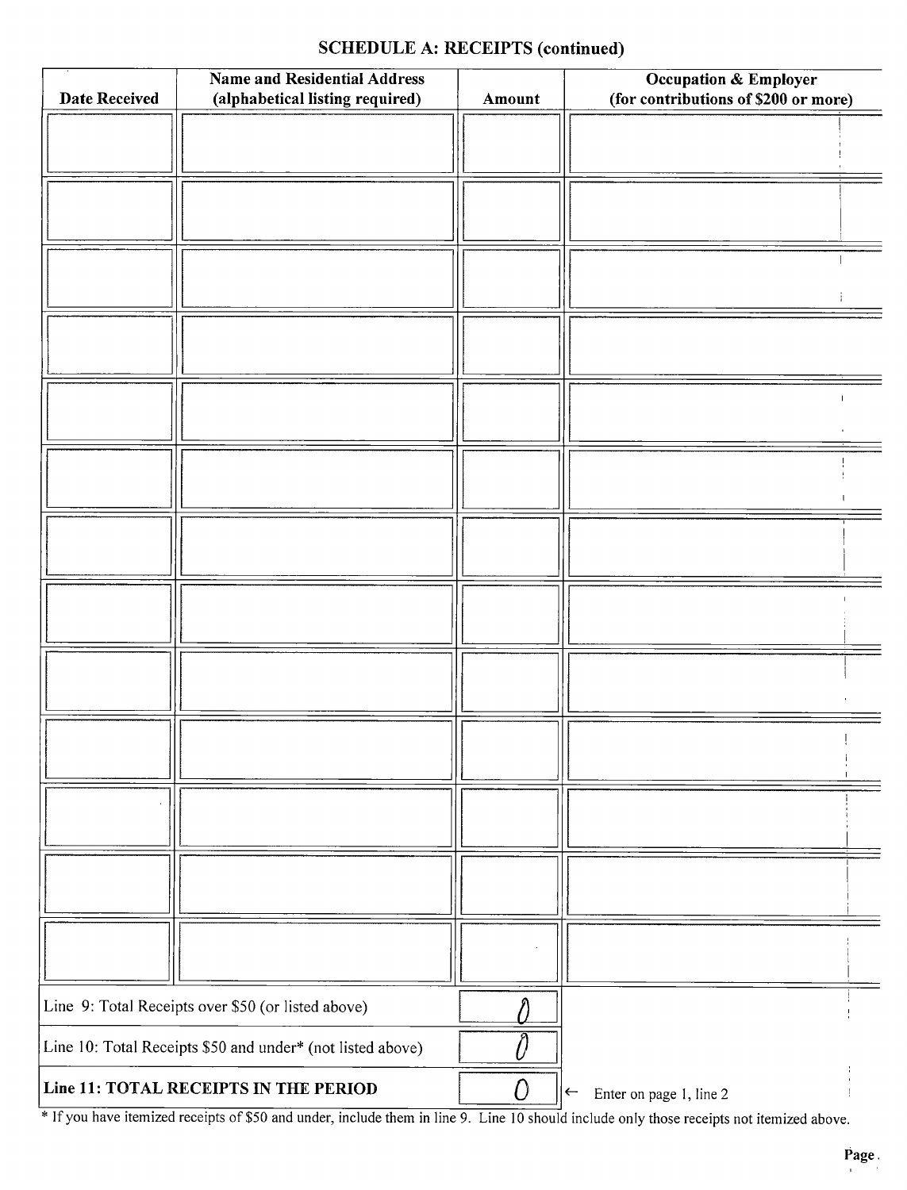## SCHEDULE A: RECEIPTS (continued)

| Date Received | Name and Residential Address (alphabetical listing required) | Amount | Occupation & Employer (for contributions of $200 or more) |
|---|---|---|---|
| | | | |
| | | | |
| | | | |
| | | | |
| | | | |
| | | | |
| | | | |
| | | | |
| | | | |
| | | | |
| | | | |
| | | | |
| | | | |
| Line 9: Total Receipts over $50 (or listed above) | | 0 | |
| Line 10: Total Receipts $50 and under* (not listed above) | | 0 | |
| **Line 11: TOTAL RECEIPTS IN THE PERIOD** | | 0 | ← Enter on page 1, line 2 |

* If you have itemized receipts of $50 and under, include them in line 9. Line 10 should include only those receipts not itemized above.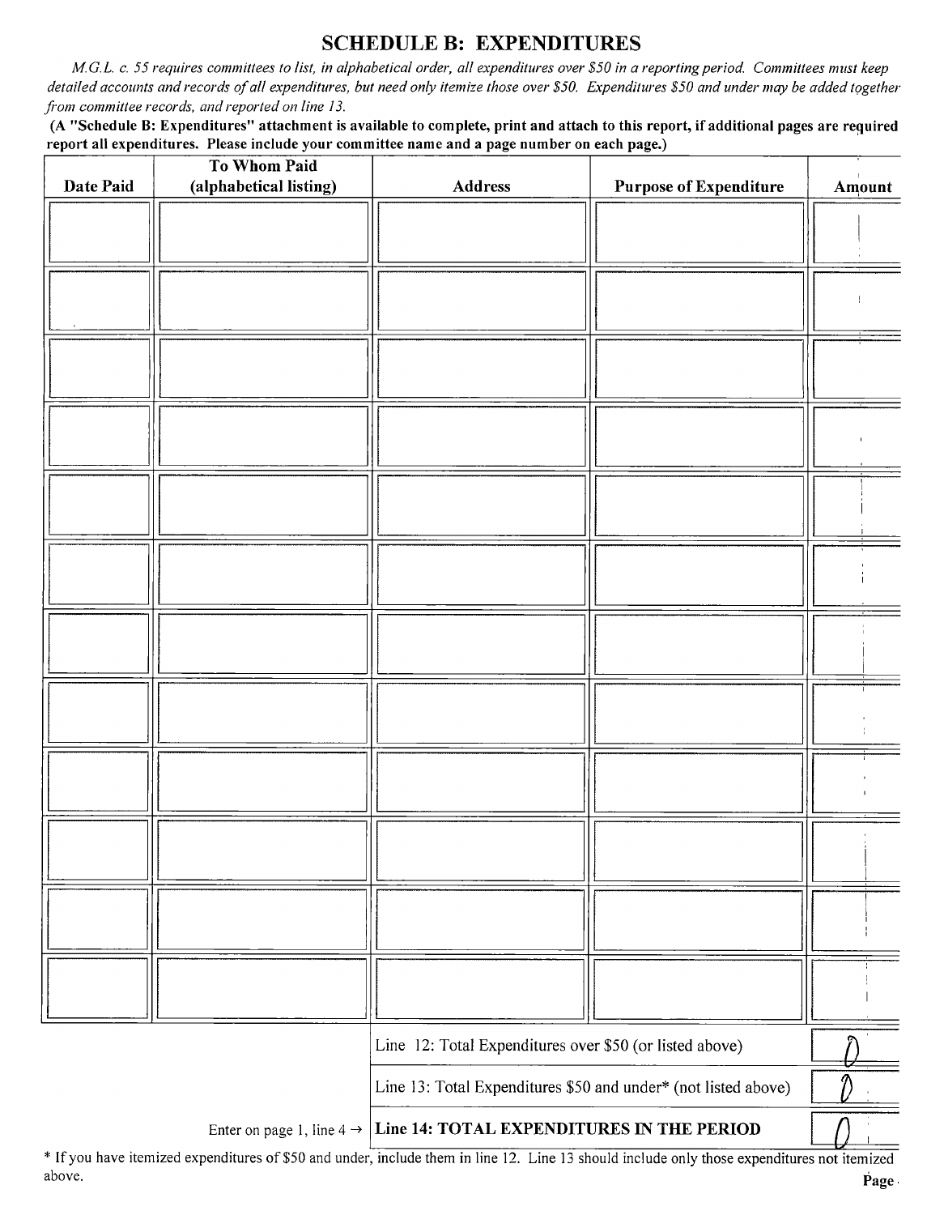# SCHEDULE B: EXPENDITURES

*M.G.L. c. 55 requires committees to list, in alphabetical order, all expenditures over $50 in a reporting period. Committees must keep detailed accounts and records of all expenditures, but need only itemize those over $50. Expenditures $50 and under may be added together from committee records, and reported on line 13.*

**(A "Schedule B: Expenditures" attachment is available to complete, print and attach to this report, if additional pages are required report all expenditures. Please include your committee name and a page number on each page.)**

| Date Paid | To Whom Paid (alphabetical listing) | Address | Purpose of Expenditure | Amount |
|---|---|---|---|---|
| | | | | |
| | | | | |
| | | | | |
| | | | | |
| | | | | |
| | | | | |
| | | | | |
| | | | | |
| | | | | |
| | | | | |
| | | | | |
| | | | | |

| | | |
|---|---|---|
| | Line 12: Total Expenditures over $50 (or listed above) | 0 |
| | Line 13: Total Expenditures $50 and under* (not listed above) | 0 |
| Enter on page 1, line 4 → | **Line 14: TOTAL EXPENDITURES IN THE PERIOD** | 0 |

* If you have itemized expenditures of $50 and under, include them in line 12. Line 13 should include only those expenditures not itemized above.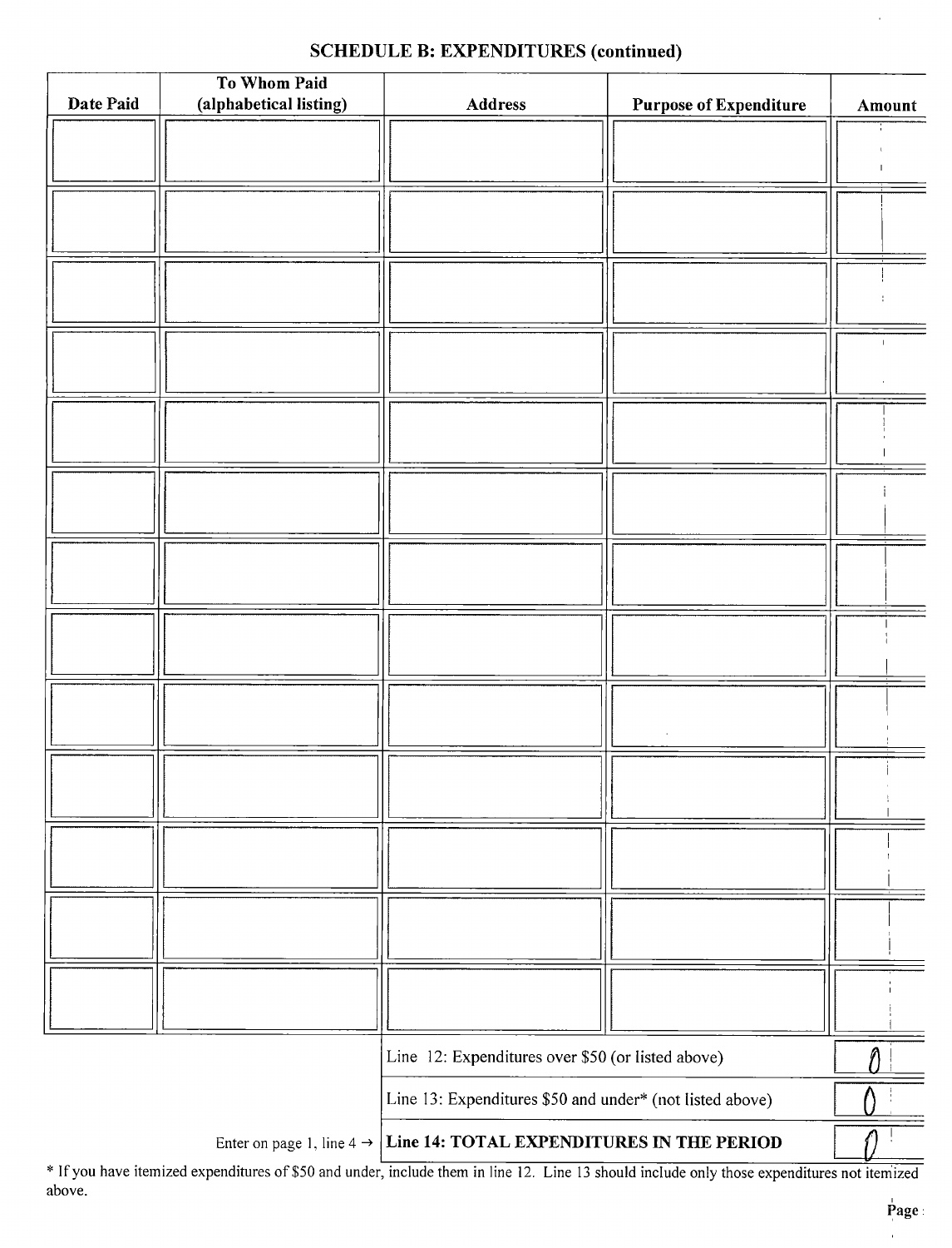## SCHEDULE B: EXPENDITURES (continued)

| Date Paid | To Whom Paid (alphabetical listing) | Address | Purpose of Expenditure | Amount |
|---|---|---|---|---|
| | | | | |
| | | | | |
| | | | | |
| | | | | |
| | | | | |
| | | | | |
| | | | | |
| | | | | |
| | | | | |
| | | | | |
| | | | | |
| | | | | |
| | | | | |

| | |
|---|---|
| Line 12: Expenditures over $50 (or listed above) | 0 |
| Line 13: Expenditures $50 and under* (not listed above) | 0 |
| Enter on page 1, line 4 → **Line 14: TOTAL EXPENDITURES IN THE PERIOD** | 0 |

* If you have itemized expenditures of $50 and under, include them in line 12. Line 13 should include only those expenditures not itemized above.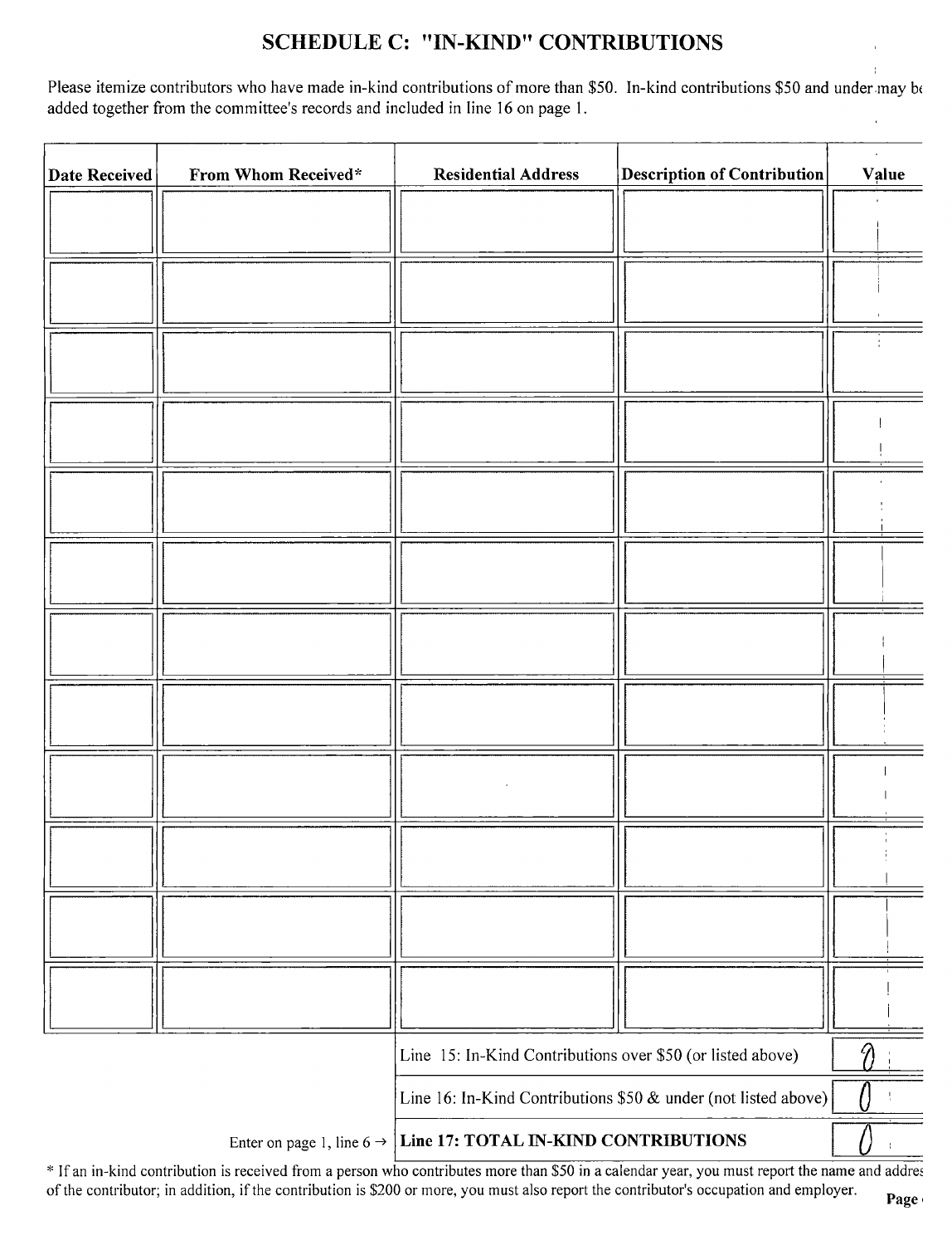## SCHEDULE C: "IN-KIND" CONTRIBUTIONS

Please itemize contributors who have made in-kind contributions of more than $50. In-kind contributions $50 and under may be added together from the committee's records and included in line 16 on page 1.

| Date Received | From Whom Received* | Residential Address | Description of Contribution | Value |
|---|---|---|---|---|
| | | | | |
| | | | | |
| | | | | |
| | | | | |
| | | | | |
| | | | | |
| | | | | |
| | | | | |
| | | | | |
| | | | | |
| | | | | |
| | | | | |

| | |
|---|---|
| Line 15: In-Kind Contributions over $50 (or listed above) | 0 |
| Line 16: In-Kind Contributions $50 & under (not listed above) | 0 |
| Enter on page 1, line 6 → **Line 17: TOTAL IN-KIND CONTRIBUTIONS** | 0 |

* If an in-kind contribution is received from a person who contributes more than $50 in a calendar year, you must report the name and address of the contributor; in addition, if the contribution is $200 or more, you must also report the contributor's occupation and employer.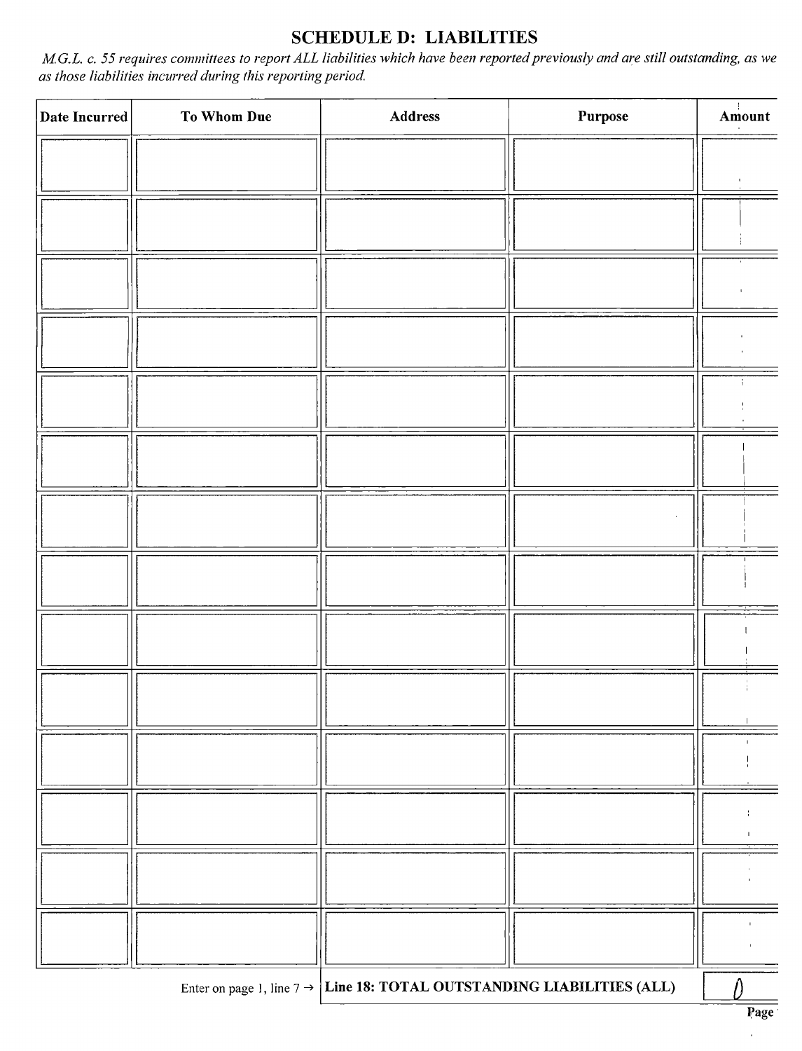## SCHEDULE D: LIABILITIES

*M.G.L. c. 55 requires committees to report ALL liabilities which have been reported previously and are still outstanding, as we as those liabilities incurred during this reporting period.*

| Date Incurred | To Whom Due | Address | Purpose | Amount |
|---|---|---|---|---|
| | | | | |
| | | | | |
| | | | | |
| | | | | |
| | | | | |
| | | | | |
| | | | | |
| | | | | |
| | | | | |
| | | | | |
| | | | | |
| | | | | |
| | | | | |
| | | | | |

Enter on page 1, line 7 → **Line 18: TOTAL OUTSTANDING LIABILITIES (ALL)** 0